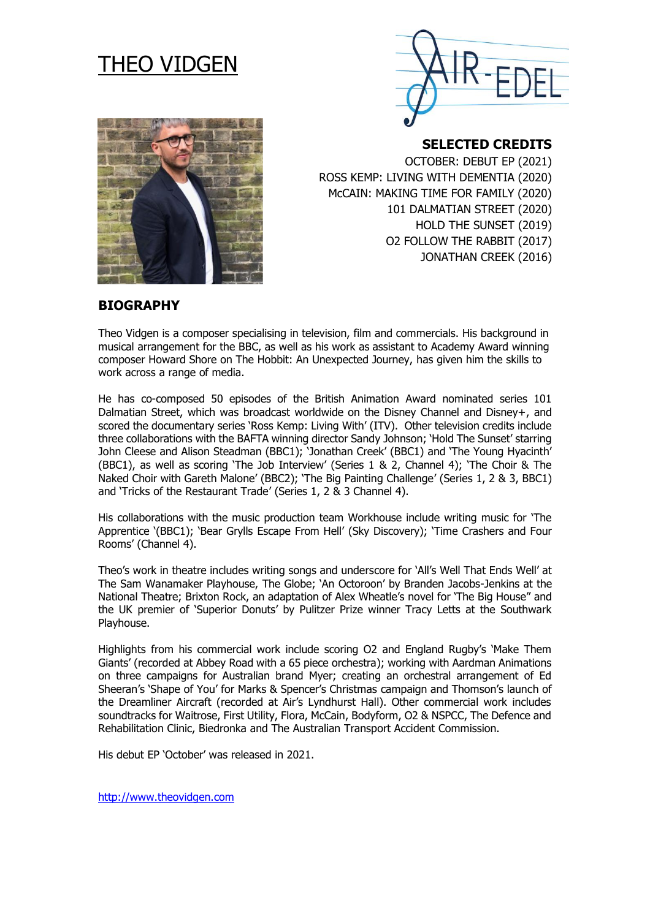# THEO VIDGEN

## SELECTED CREDITS

OCTOBER: DEBUT EP (2021)
ROSS KEMP: LIVING WITH DEMENTIA (2020)
McCAIN: MAKING TIME FOR FAMILY (2020)
101 DALMATIAN STREET (2020)
HOLD THE SUNSET (2019)
O2 FOLLOW THE RABBIT (2017)
JONATHAN CREEK (2016)

## BIOGRAPHY

Theo Vidgen is a composer specialising in television, film and commercials. His background in musical arrangement for the BBC, as well as his work as assistant to Academy Award winning composer Howard Shore on The Hobbit: An Unexpected Journey, has given him the skills to work across a range of media.

He has co-composed 50 episodes of the British Animation Award nominated series 101 Dalmatian Street, which was broadcast worldwide on the Disney Channel and Disney+, and scored the documentary series 'Ross Kemp: Living With' (ITV). Other television credits include three collaborations with the BAFTA winning director Sandy Johnson; 'Hold The Sunset' starring John Cleese and Alison Steadman (BBC1); 'Jonathan Creek' (BBC1) and 'The Young Hyacinth' (BBC1), as well as scoring 'The Job Interview' (Series 1 & 2, Channel 4); 'The Choir & The Naked Choir with Gareth Malone' (BBC2); 'The Big Painting Challenge' (Series 1, 2 & 3, BBC1) and 'Tricks of the Restaurant Trade' (Series 1, 2 & 3 Channel 4).

His collaborations with the music production team Workhouse include writing music for 'The Apprentice '(BBC1); 'Bear Grylls Escape From Hell' (Sky Discovery); 'Time Crashers and Four Rooms' (Channel 4).

Theo's work in theatre includes writing songs and underscore for 'All's Well That Ends Well' at The Sam Wanamaker Playhouse, The Globe; 'An Octoroon' by Branden Jacobs-Jenkins at the National Theatre; Brixton Rock, an adaptation of Alex Wheatle's novel for 'The Big House" and the UK premier of 'Superior Donuts' by Pulitzer Prize winner Tracy Letts at the Southwark Playhouse.

Highlights from his commercial work include scoring O2 and England Rugby's 'Make Them Giants' (recorded at Abbey Road with a 65 piece orchestra); working with Aardman Animations on three campaigns for Australian brand Myer; creating an orchestral arrangement of Ed Sheeran's 'Shape of You' for Marks & Spencer's Christmas campaign and Thomson's launch of the Dreamliner Aircraft (recorded at Air's Lyndhurst Hall). Other commercial work includes soundtracks for Waitrose, First Utility, Flora, McCain, Bodyform, O2 & NSPCC, The Defence and Rehabilitation Clinic, Biedronka and The Australian Transport Accident Commission.

His debut EP 'October' was released in 2021.

http://www.theovidgen.com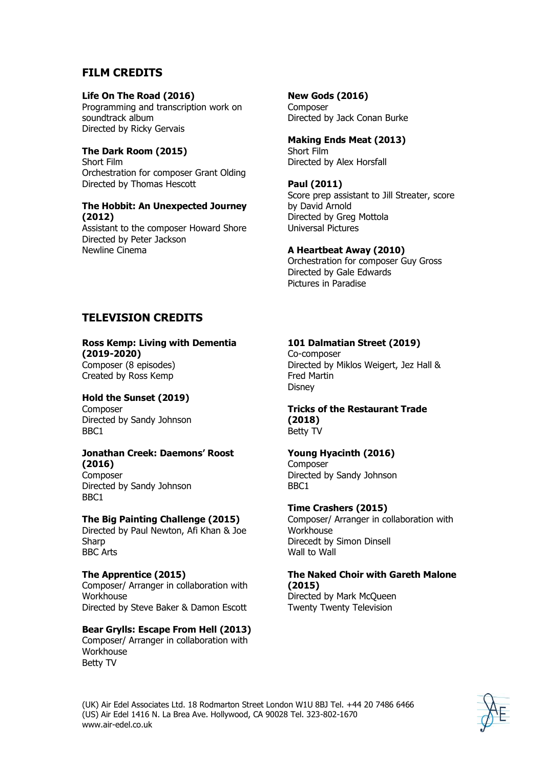## FILM CREDITS

**Life On The Road (2016)**
Programming and transcription work on soundtrack album
Directed by Ricky Gervais

**The Dark Room (2015)**
Short Film
Orchestration for composer Grant Olding
Directed by Thomas Hescott

**The Hobbit: An Unexpected Journey (2012)**
Assistant to the composer Howard Shore
Directed by Peter Jackson
Newline Cinema

**New Gods (2016)**
Composer
Directed by Jack Conan Burke

**Making Ends Meat (2013)**
Short Film
Directed by Alex Horsfall

**Paul (2011)**
Score prep assistant to Jill Streater, score by David Arnold
Directed by Greg Mottola
Universal Pictures

**A Heartbeat Away (2010)**
Orchestration for composer Guy Gross
Directed by Gale Edwards
Pictures in Paradise

## TELEVISION CREDITS

**Ross Kemp: Living with Dementia (2019-2020)**
Composer (8 episodes)
Created by Ross Kemp

**Hold the Sunset (2019)**
Composer
Directed by Sandy Johnson
BBC1

**Jonathan Creek: Daemons' Roost (2016)**
Composer
Directed by Sandy Johnson
BBC1

**The Big Painting Challenge (2015)**
Directed by Paul Newton, Afi Khan & Joe Sharp
BBC Arts

**The Apprentice (2015)**
Composer/ Arranger in collaboration with Workhouse
Directed by Steve Baker & Damon Escott

**Bear Grylls: Escape From Hell (2013)**
Composer/ Arranger in collaboration with Workhouse
Betty TV

**101 Dalmatian Street (2019)**
Co-composer
Directed by Miklos Weigert, Jez Hall & Fred Martin
Disney

**Tricks of the Restaurant Trade (2018)**
Betty TV

**Young Hyacinth (2016)**
Composer
Directed by Sandy Johnson
BBC1

**Time Crashers (2015)**
Composer/ Arranger in collaboration with Workhouse
Direcedt by Simon Dinsell
Wall to Wall

**The Naked Choir with Gareth Malone (2015)**
Directed by Mark McQueen
Twenty Twenty Television

(UK) Air Edel Associates Ltd. 18 Rodmarton Street London W1U 8BJ Tel. +44 20 7486 6466
(US) Air Edel 1416 N. La Brea Ave. Hollywood, CA 90028 Tel. 323-802-1670
www.air-edel.co.uk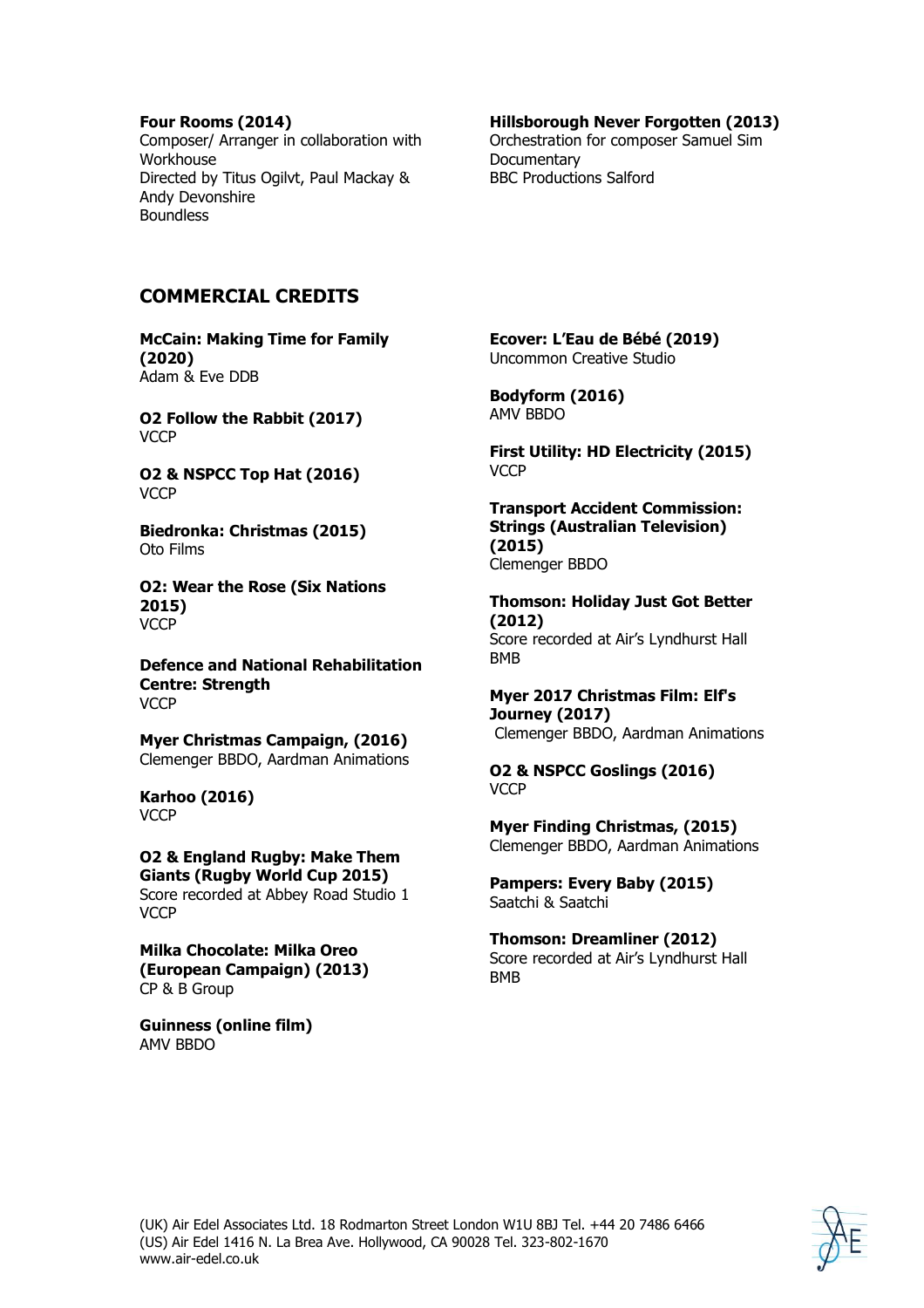**Four Rooms (2014)**
Composer/ Arranger in collaboration with Workhouse
Directed by Titus Ogilvt, Paul Mackay & Andy Devonshire
Boundless

**Hillsborough Never Forgotten (2013)**
Orchestration for composer Samuel Sim
Documentary
BBC Productions Salford

## COMMERCIAL CREDITS

**McCain: Making Time for Family (2020)**
Adam & Eve DDB

**O2 Follow the Rabbit (2017)**
VCCP

**O2 & NSPCC Top Hat (2016)**
VCCP

**Biedronka: Christmas (2015)**
Oto Films

**O2: Wear the Rose (Six Nations 2015)**
VCCP

**Defence and National Rehabilitation Centre: Strength**
VCCP

**Myer Christmas Campaign, (2016)**
Clemenger BBDO, Aardman Animations

**Karhoo (2016)**
VCCP

**O2 & England Rugby: Make Them Giants (Rugby World Cup 2015)**
Score recorded at Abbey Road Studio 1
VCCP

**Milka Chocolate: Milka Oreo (European Campaign) (2013)**
CP & B Group

**Guinness (online film)**
AMV BBDO

**Ecover: L'Eau de Bébé (2019)**
Uncommon Creative Studio

**Bodyform (2016)**
AMV BBDO

**First Utility: HD Electricity (2015)**
VCCP

**Transport Accident Commission: Strings (Australian Television) (2015)**
Clemenger BBDO

**Thomson: Holiday Just Got Better (2012)**
Score recorded at Air's Lyndhurst Hall
BMB

**Myer 2017 Christmas Film: Elf's Journey (2017)**
Clemenger BBDO, Aardman Animations

**O2 & NSPCC Goslings (2016)**
VCCP

**Myer Finding Christmas, (2015)**
Clemenger BBDO, Aardman Animations

**Pampers: Every Baby (2015)**
Saatchi & Saatchi

**Thomson: Dreamliner (2012)**
Score recorded at Air's Lyndhurst Hall
BMB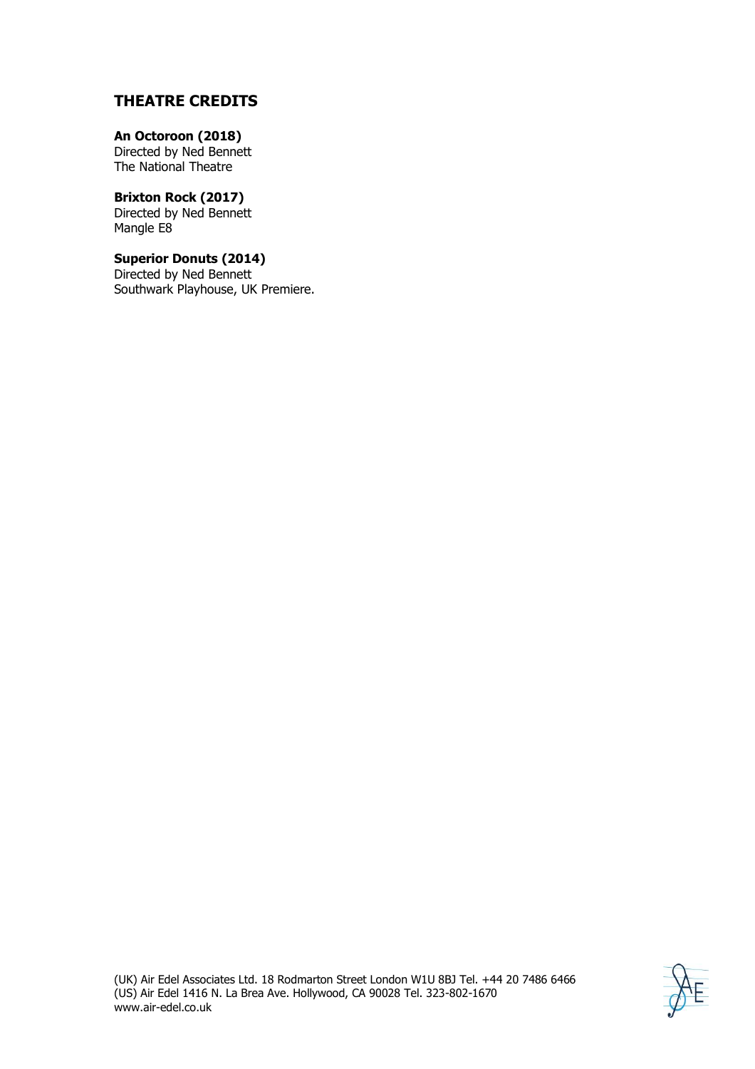## THEATRE CREDITS

**An Octoroon (2018)**
Directed by Ned Bennett
The National Theatre

**Brixton Rock (2017)**
Directed by Ned Bennett
Mangle E8

**Superior Donuts (2014)**
Directed by Ned Bennett
Southwark Playhouse, UK Premiere.